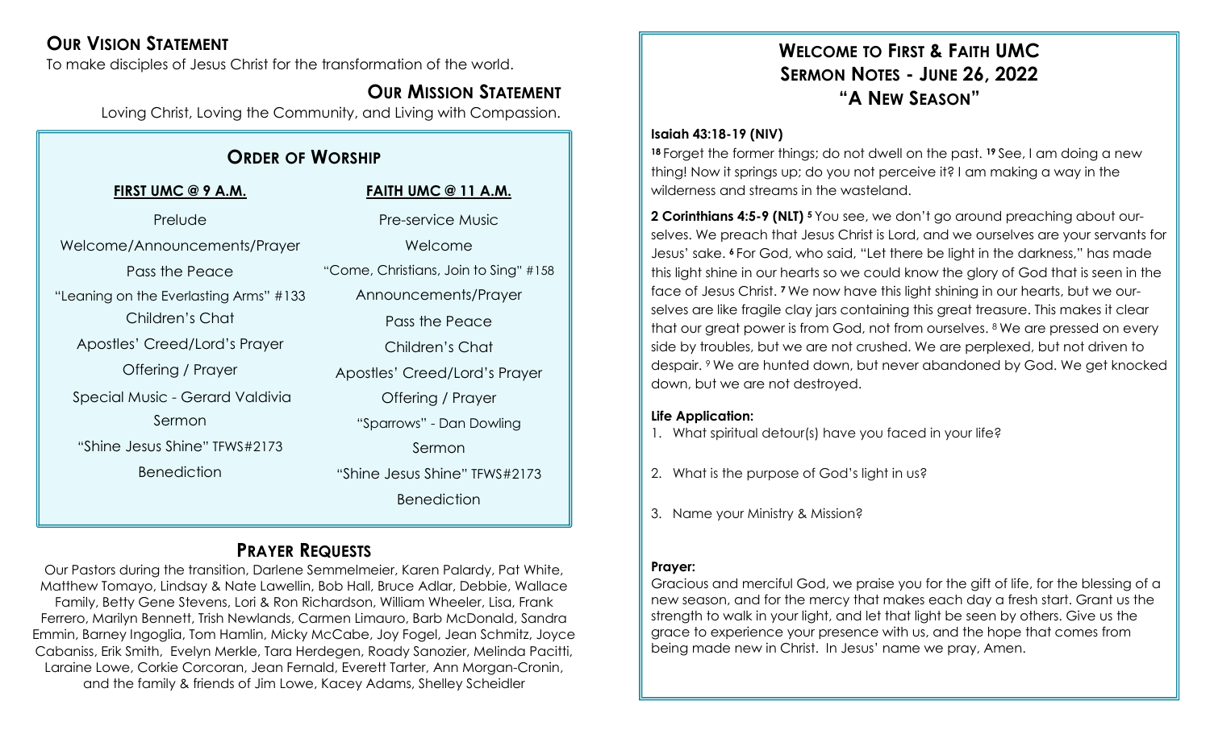## Our Vision Statement

To make disciples of Jesus Christ for the transformation of the world.

## Our Mission Statement

Loving Christ, Loving the Community, and Living with Compassion.

## Order of Worship

| **FIRST UMC @ 9 A.M.** | **FAITH UMC @ 11 A.M.** |
|---|---|
| Prelude | Pre-service Music |
| Welcome/Announcements/Prayer | Welcome |
| Pass the Peace | "Come, Christians, Join to Sing" #158 |
| "Leaning on the Everlasting Arms" #133 | Announcements/Prayer |
| Children's Chat | Pass the Peace |
| Apostles' Creed/Lord's Prayer | Children's Chat |
| Offering / Prayer | Apostles' Creed/Lord's Prayer |
| Special Music - Gerard Valdivia | Offering / Prayer |
| Sermon | "Sparrows" - Dan Dowling |
| "Shine Jesus Shine" TFWS#2173 | Sermon |
| Benediction | "Shine Jesus Shine" TFWS#2173 |
| | Benediction |

## Prayer Requests

Our Pastors during the transition, Darlene Semmelmeier, Karen Palardy, Pat White, Matthew Tomayo, Lindsay & Nate Lawellin, Bob Hall, Bruce Adlar, Debbie, Wallace Family, Betty Gene Stevens, Lori & Ron Richardson, William Wheeler, Lisa, Frank Ferrero, Marilyn Bennett, Trish Newlands, Carmen Limauro, Barb McDonald, Sandra Emmin, Barney Ingoglia, Tom Hamlin, Micky McCabe, Joy Fogel, Jean Schmitz, Joyce Cabaniss, Erik Smith, Evelyn Merkle, Tara Herdegen, Roady Sanozier, Melinda Pacitti, Laraine Lowe, Corkie Corcoran, Jean Fernald, Everett Tarter, Ann Morgan-Cronin, and the family & friends of Jim Lowe, Kacey Adams, Shelley Scheidler

# Welcome to First & Faith UMC
## Sermon Notes - June 26, 2022
## "A New Season"

**Isaiah 43:18-19 (NIV)**

**18** Forget the former things; do not dwell on the past. **19** See, I am doing a new thing! Now it springs up; do you not perceive it? I am making a way in the wilderness and streams in the wasteland.

**2 Corinthians 4:5-9 (NLT)** **5** You see, we don't go around preaching about ourselves. We preach that Jesus Christ is Lord, and we ourselves are your servants for Jesus' sake. **6** For God, who said, "Let there be light in the darkness," has made this light shine in our hearts so we could know the glory of God that is seen in the face of Jesus Christ. **7** We now have this light shining in our hearts, but we ourselves are like fragile clay jars containing this great treasure. This makes it clear that our great power is from God, not from ourselves. 8 We are pressed on every side by troubles, but we are not crushed. We are perplexed, but not driven to despair. 9 We are hunted down, but never abandoned by God. We get knocked down, but we are not destroyed.

**Life Application:**

1. What spiritual detour(s) have you faced in your life?
2. What is the purpose of God's light in us?
3. Name your Ministry & Mission?

**Prayer:**

Gracious and merciful God, we praise you for the gift of life, for the blessing of a new season, and for the mercy that makes each day a fresh start. Grant us the strength to walk in your light, and let that light be seen by others. Give us the grace to experience your presence with us, and the hope that comes from being made new in Christ. In Jesus' name we pray, Amen.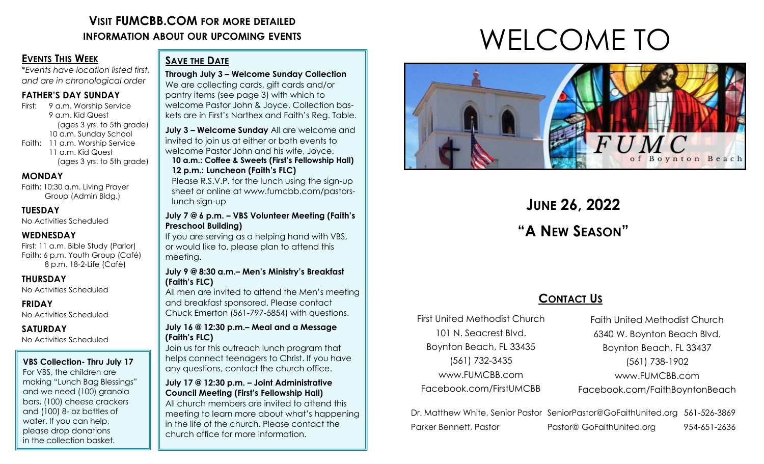## Visit FUMCBB.COM for more detailed information about our upcoming events

### Events This Week

*\*Events have location listed first, and are in chronological order*

**FATHER'S DAY SUNDAY**

First: 9 a.m. Worship Service
9 a.m. Kid Quest
(ages 3 yrs. to 5th grade)
10 a.m. Sunday School
Faith: 11 a.m. Worship Service
11 a.m. Kid Quest
(ages 3 yrs. to 5th grade)

**MONDAY**

Faith: 10:30 a.m. Living Prayer Group (Admin Bldg.)

**TUESDAY**

No Activities Scheduled

**WEDNESDAY**

First: 11 a.m. Bible Study (Parlor)
Faith: 6 p.m. Youth Group (Café)
8 p.m. 18-2-Life (Café)

**THURSDAY**

No Activities Scheduled

**FRIDAY**

No Activities Scheduled

**SATURDAY**

No Activities Scheduled

**VBS Collection- Thru July 17**
For VBS, the children are making "Lunch Bag Blessings" and we need (100) granola bars, (100) cheese crackers and (100) 8- oz bottles of water. If you can help, please drop donations in the collection basket.

### Save the Date

**Through July 3 – Welcome Sunday Collection**
We are collecting cards, gift cards and/or pantry items (see page 3) with which to welcome Pastor John & Joyce. Collection baskets are in First's Narthex and Faith's Reg. Table.

**July 3 – Welcome Sunday** All are welcome and invited to join us at either or both events to welcome Pastor John and his wife, Joyce.
**10 a.m.: Coffee & Sweets (First's Fellowship Hall)**
**12 p.m.: Luncheon (Faith's FLC)**
Please R.S.V.P. for the lunch using the sign-up sheet or online at www.fumcbb.com/pastors-lunch-sign-up

**July 7 @ 6 p.m. – VBS Volunteer Meeting (Faith's Preschool Building)**
If you are serving as a helping hand with VBS, or would like to, please plan to attend this meeting.

**July 9 @ 8:30 a.m.– Men's Ministry's Breakfast (Faith's FLC)**
All men are invited to attend the Men's meeting and breakfast sponsored. Please contact Chuck Emerton (561-797-5854) with questions.

**July 16 @ 12:30 p.m.– Meal and a Message (Faith's FLC)**
Join us for this outreach lunch program that helps connect teenagers to Christ. If you have any questions, contact the church office.

**July 17 @ 12:30 p.m. – Joint Administrative Council Meeting (First's Fellowship Hall)**
All church members are invited to attend this meeting to learn more about what's happening in the life of the church. Please contact the church office for more information.

# WELCOME TO

FUMC of Boynton Beach

## June 26, 2022

## "A New Season"

### Contact Us

First United Methodist Church
101 N. Seacrest Blvd.
Boynton Beach, FL 33435
(561) 732-3435
www.FUMCBB.com
Facebook.com/FirstUMCBB

Faith United Methodist Church
6340 W. Boynton Beach Blvd.
Boynton Beach, FL 33437
(561) 738-1902
www.FUMCBB.com
Facebook.com/FaithBoyntonBeach

| | | |
|---|---|---|
| Dr. Matthew White, Senior Pastor | SeniorPastor@GoFaithUnited.org | 561-526-3869 |
| Parker Bennett, Pastor | Pastor@ GoFaithUnited.org | 954-651-2636 |